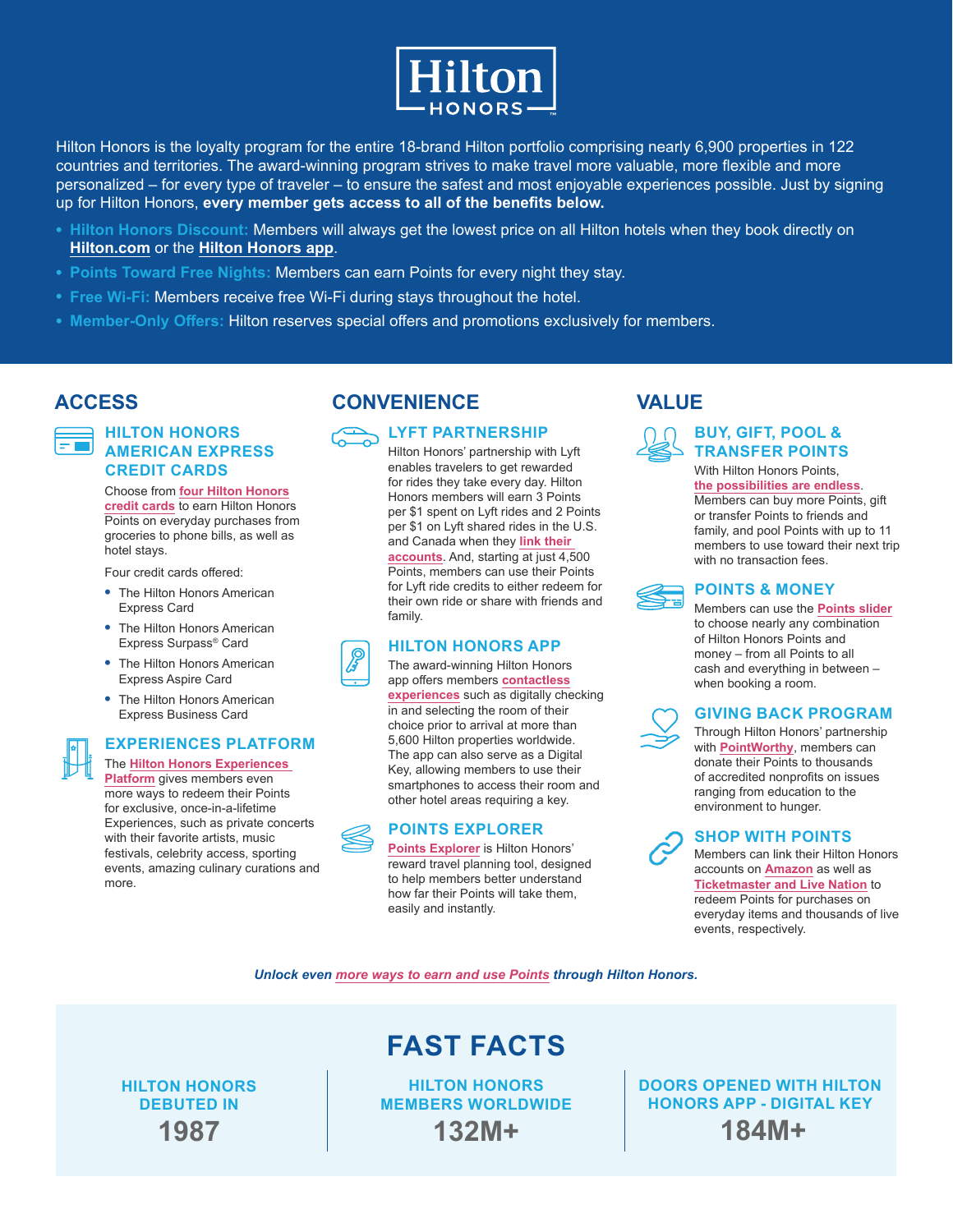# Hilton HONORS

Hilton Honors is the loyalty program for the entire 18-brand Hilton portfolio comprising nearly 6,900 properties in 122 countries and territories. The award-winning program strives to make travel more valuable, more flexible and more personalized – for every type of traveler – to ensure the safest and most enjoyable experiences possible. Just by signing up for Hilton Honors, **every member gets access to all of the benefits below.**

- **Hilton Honors Discount:** Members will always get the lowest price on all Hilton hotels when they book directly on **Hilton.com** or the **Hilton Honors app**.
- **Points Toward Free Nights:** Members can earn Points for every night they stay.
- **Free Wi-Fi:** Members receive free Wi-Fi during stays throughout the hotel.
- **Member-Only Offers:** Hilton reserves special offers and promotions exclusively for members.

## ACCESS

### HILTON HONORS AMERICAN EXPRESS CREDIT CARDS

Choose from **four Hilton Honors credit cards** to earn Hilton Honors Points on everyday purchases from groceries to phone bills, as well as hotel stays.

Four credit cards offered:

- The Hilton Honors American Express Card
- The Hilton Honors American Express Surpass® Card
- The Hilton Honors American Express Aspire Card
- The Hilton Honors American Express Business Card

### EXPERIENCES PLATFORM

The **Hilton Honors Experiences Platform** gives members even more ways to redeem their Points for exclusive, once-in-a-lifetime Experiences, such as private concerts with their favorite artists, music festivals, celebrity access, sporting events, amazing culinary curations and more.

## CONVENIENCE

### LYFT PARTNERSHIP

Hilton Honors' partnership with Lyft enables travelers to get rewarded for rides they take every day. Hilton Honors members will earn 3 Points per $1 spent on Lyft rides and 2 Points per $1 on Lyft shared rides in the U.S. and Canada when they **link their accounts**. And, starting at just 4,500 Points, members can use their Points for Lyft ride credits to either redeem for their own ride or share with friends and family.

### HILTON HONORS APP

The award-winning Hilton Honors app offers members **contactless experiences** such as digitally checking in and selecting the room of their choice prior to arrival at more than 5,600 Hilton properties worldwide. The app can also serve as a Digital Key, allowing members to use their smartphones to access their room and other hotel areas requiring a key.

### POINTS EXPLORER

**Points Explorer** is Hilton Honors' reward travel planning tool, designed to help members better understand how far their Points will take them, easily and instantly.

## VALUE

### BUY, GIFT, POOL & TRANSFER POINTS

With Hilton Honors Points, **the possibilities are endless**. Members can buy more Points, gift or transfer Points to friends and family, and pool Points with up to 11 members to use toward their next trip with no transaction fees.

### POINTS & MONEY

Members can use the **Points slider** to choose nearly any combination of Hilton Honors Points and money – from all Points to all cash and everything in between – when booking a room.

### GIVING BACK PROGRAM

Through Hilton Honors' partnership with **PointWorthy**, members can donate their Points to thousands of accredited nonprofits on issues ranging from education to the environment to hunger.

### SHOP WITH POINTS

Members can link their Hilton Honors accounts on **Amazon** as well as **Ticketmaster and Live Nation** to redeem Points for purchases on everyday items and thousands of live events, respectively.

***Unlock even more ways to earn and use Points through Hilton Honors.***

## FAST FACTS

| HILTON HONORS DEBUTED IN | HILTON HONORS MEMBERS WORLDWIDE | DOORS OPENED WITH HILTON HONORS APP - DIGITAL KEY |
|---|---|---|
| 1987 | 132M+ | 184M+ |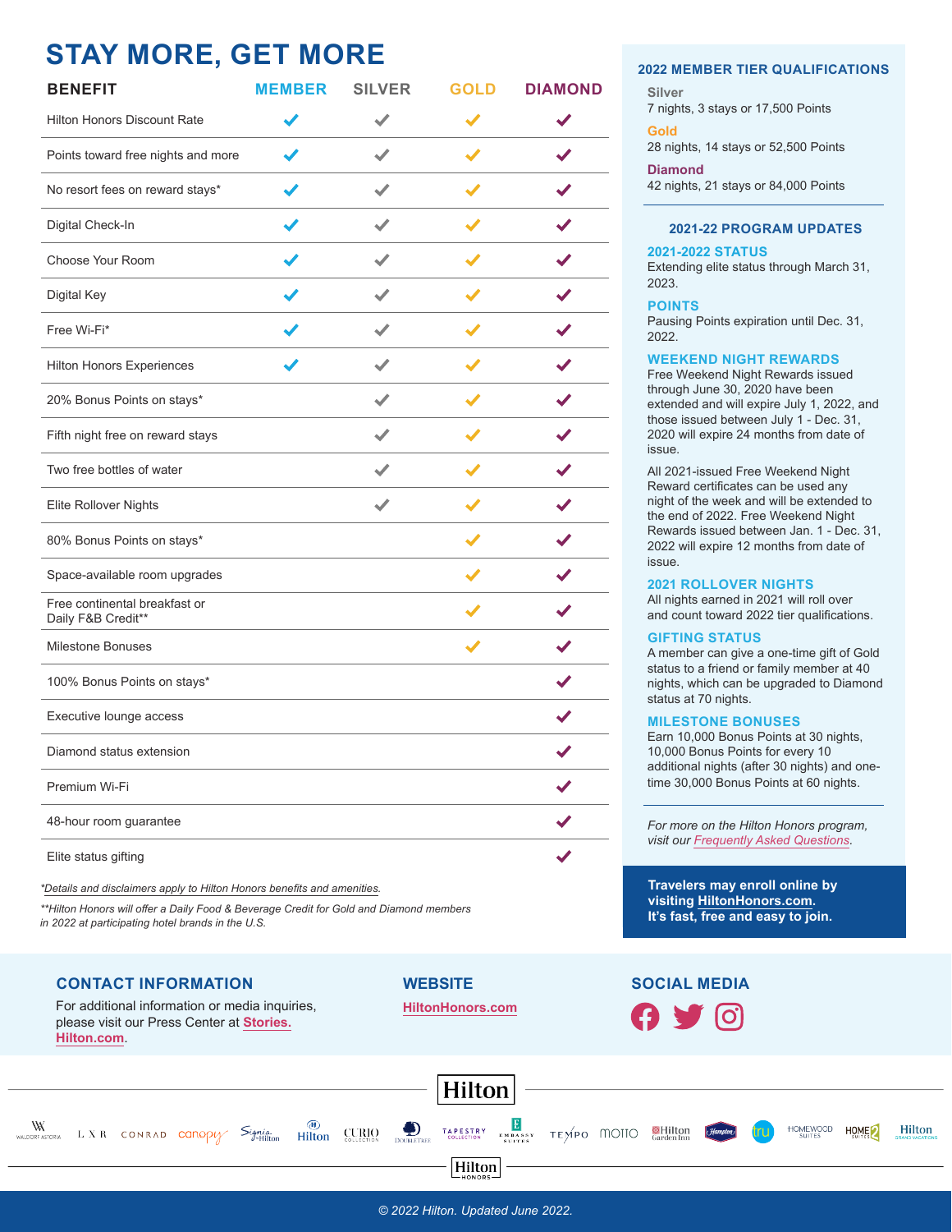# STAY MORE, GET MORE

| BENEFIT | MEMBER | SILVER | GOLD | DIAMOND |
|---|---|---|---|---|
| Hilton Honors Discount Rate | ✓ | ✓ | ✓ | ✓ |
| Points toward free nights and more | ✓ | ✓ | ✓ | ✓ |
| No resort fees on reward stays* | ✓ | ✓ | ✓ | ✓ |
| Digital Check-In | ✓ | ✓ | ✓ | ✓ |
| Choose Your Room | ✓ | ✓ | ✓ | ✓ |
| Digital Key | ✓ | ✓ | ✓ | ✓ |
| Free Wi-Fi* | ✓ | ✓ | ✓ | ✓ |
| Hilton Honors Experiences | ✓ | ✓ | ✓ | ✓ |
| 20% Bonus Points on stays* | | ✓ | ✓ | ✓ |
| Fifth night free on reward stays | | ✓ | ✓ | ✓ |
| Two free bottles of water | | ✓ | ✓ | ✓ |
| Elite Rollover Nights | | ✓ | ✓ | ✓ |
| 80% Bonus Points on stays* | | | ✓ | ✓ |
| Space-available room upgrades | | | ✓ | ✓ |
| Free continental breakfast or Daily F&B Credit** | | | ✓ | ✓ |
| Milestone Bonuses | | | ✓ | ✓ |
| 100% Bonus Points on stays* | | | | ✓ |
| Executive lounge access | | | | ✓ |
| Diamond status extension | | | | ✓ |
| Premium Wi-Fi | | | | ✓ |
| 48-hour room guarantee | | | | ✓ |
| Elite status gifting | | | | ✓ |

*\*Details and disclaimers apply to Hilton Honors benefits and amenities.*

*\*\*Hilton Honors will offer a Daily Food & Beverage Credit for Gold and Diamond members in 2022 at participating hotel brands in the U.S.*

## 2022 MEMBER TIER QUALIFICATIONS

**Silver**
7 nights, 3 stays or 17,500 Points

**Gold**
28 nights, 14 stays or 52,500 Points

**Diamond**
42 nights, 21 stays or 84,000 Points

## 2021-22 PROGRAM UPDATES

### 2021-2022 STATUS
Extending elite status through March 31, 2023.

### POINTS
Pausing Points expiration until Dec. 31, 2022.

### WEEKEND NIGHT REWARDS
Free Weekend Night Rewards issued through June 30, 2020 have been extended and will expire July 1, 2022, and those issued between July 1 - Dec. 31, 2020 will expire 24 months from date of issue.

All 2021-issued Free Weekend Night Reward certificates can be used any night of the week and will be extended to the end of 2022. Free Weekend Night Rewards issued between Jan. 1 - Dec. 31, 2022 will expire 12 months from date of issue.

### 2021 ROLLOVER NIGHTS
All nights earned in 2021 will roll over and count toward 2022 tier qualifications.

### GIFTING STATUS
A member can give a one-time gift of Gold status to a friend or family member at 40 nights, which can be upgraded to Diamond status at 70 nights.

### MILESTONE BONUSES
Earn 10,000 Bonus Points at 30 nights, 10,000 Bonus Points for every 10 additional nights (after 30 nights) and one-time 30,000 Bonus Points at 60 nights.

*For more on the Hilton Honors program, visit our Frequently Asked Questions.*

**Travelers may enroll online by visiting HiltonHonors.com. It's fast, free and easy to join.**

## CONTACT INFORMATION
For additional information or media inquiries, please visit our Press Center at Stories.Hilton.com.

## WEBSITE
HiltonHonors.com

## SOCIAL MEDIA

Hilton

WALDORF ASTORIA · LXR · CONRAD · canopy · Signia by Hilton · Hilton · CURIO COLLECTION · DOUBLETREE · TAPESTRY COLLECTION · EMBASSY SUITES · TEMPO · MOTTO · Hilton Garden Inn · Hampton · tru · HOMEWOOD SUITES · HOME2 SUITES · Hilton Grand Vacations

Hilton Honors

© 2022 Hilton. Updated June 2022.